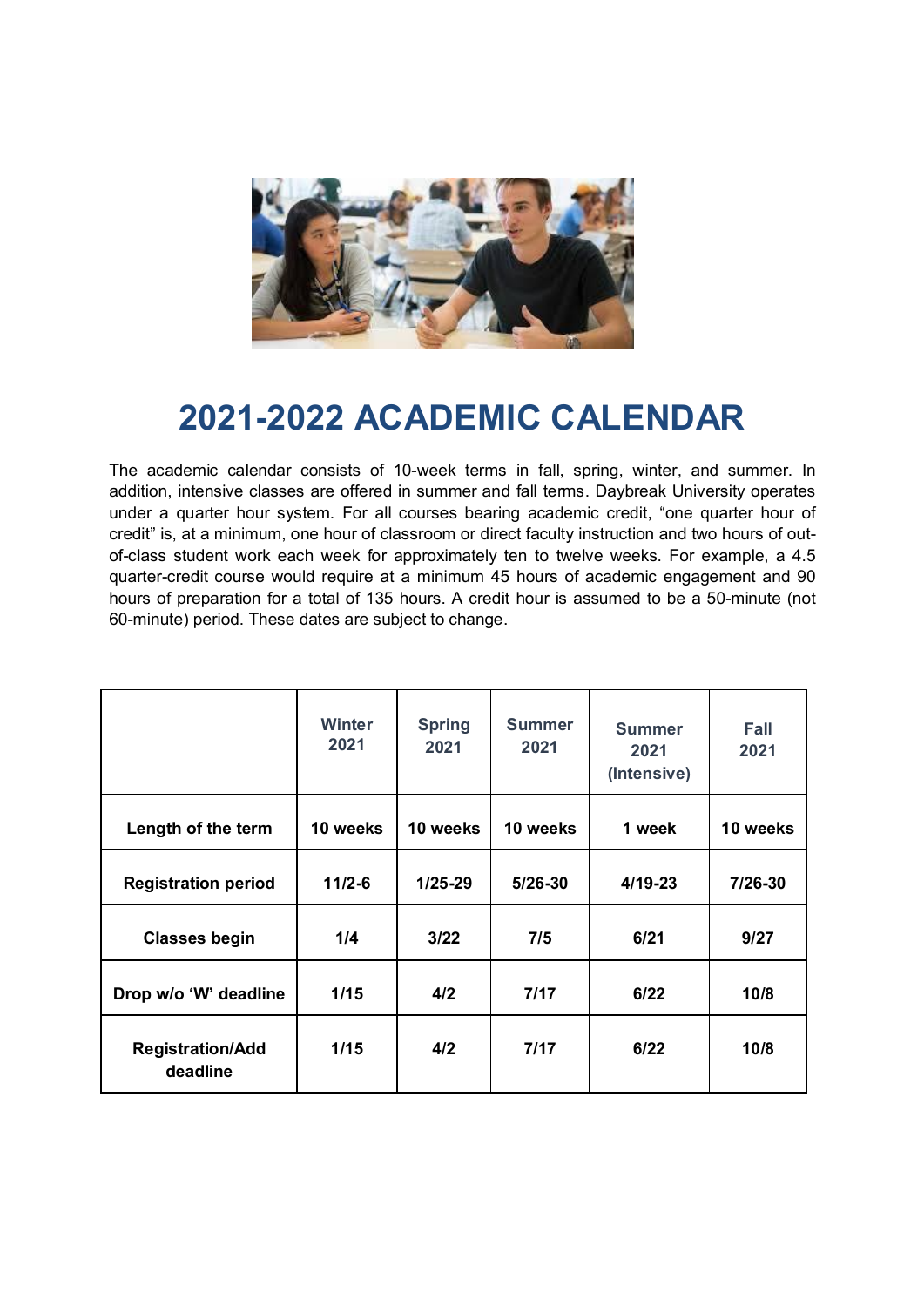# 2021-2022 ACADEMIC CALENDAR

The academic calendar consists of 10-week terms in fall, spring, winter, and summer. In addition, intensive classes are offered in summer and fall terms. Daybreak University operates under a quarter hour system. For all courses bearing academic credit, "one quarter hour of credit" is, at a minimum, one hour of classroom or direct faculty instruction and two hours of out-of-class student work each week for approximately ten to twelve weeks. For example, a 4.5 quarter-credit course would require at a minimum 45 hours of academic engagement and 90 hours of preparation for a total of 135 hours. A credit hour is assumed to be a 50-minute (not 60-minute) period. These dates are subject to change.

| | Winter 2021 | Spring 2021 | Summer 2021 | Summer 2021 (Intensive) | Fall 2021 |
|---|---|---|---|---|---|
| **Length of the term** | **10 weeks** | **10 weeks** | **10 weeks** | **1 week** | **10 weeks** |
| **Registration period** | **11/2-6** | **1/25-29** | **5/26-30** | **4/19-23** | **7/26-30** |
| **Classes begin** | **1/4** | **3/22** | **7/5** | **6/21** | **9/27** |
| **Drop w/o 'W' deadline** | **1/15** | **4/2** | **7/17** | **6/22** | **10/8** |
| **Registration/Add deadline** | **1/15** | **4/2** | **7/17** | **6/22** | **10/8** |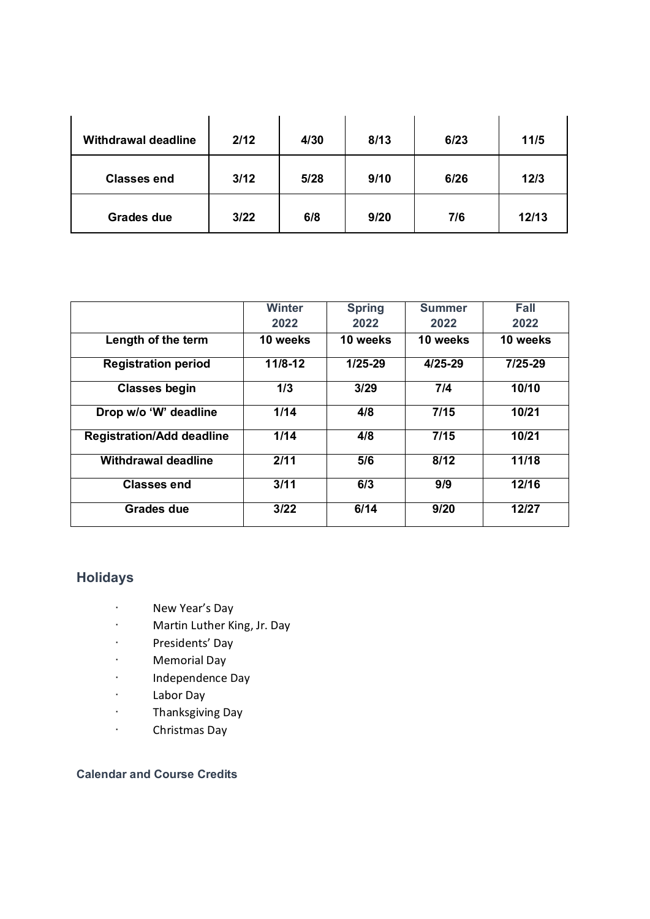| Withdrawal deadline | 2/12 | 4/30 | 8/13 | 6/23 | 11/5 |
|---|---|---|---|---|---|
| Classes end | 3/12 | 5/28 | 9/10 | 6/26 | 12/3 |
| Grades due | 3/22 | 6/8 | 9/20 | 7/6 | 12/13 |

| | Winter 2022 | Spring 2022 | Summer 2022 | Fall 2022 |
|---|---|---|---|---|
| **Length of the term** | **10 weeks** | **10 weeks** | **10 weeks** | **10 weeks** |
| **Registration period** | **11/8-12** | **1/25-29** | **4/25-29** | **7/25-29** |
| **Classes begin** | **1/3** | **3/29** | **7/4** | **10/10** |
| **Drop w/o 'W' deadline** | **1/14** | **4/8** | **7/15** | **10/21** |
| **Registration/Add deadline** | **1/14** | **4/8** | **7/15** | **10/21** |
| **Withdrawal deadline** | **2/11** | **5/6** | **8/12** | **11/18** |
| **Classes end** | **3/11** | **6/3** | **9/9** | **12/16** |
| **Grades due** | **3/22** | **6/14** | **9/20** | **12/27** |

## Holidays

- New Year's Day
- Martin Luther King, Jr. Day
- Presidents' Day
- Memorial Day
- Independence Day
- Labor Day
- Thanksgiving Day
- Christmas Day

### Calendar and Course Credits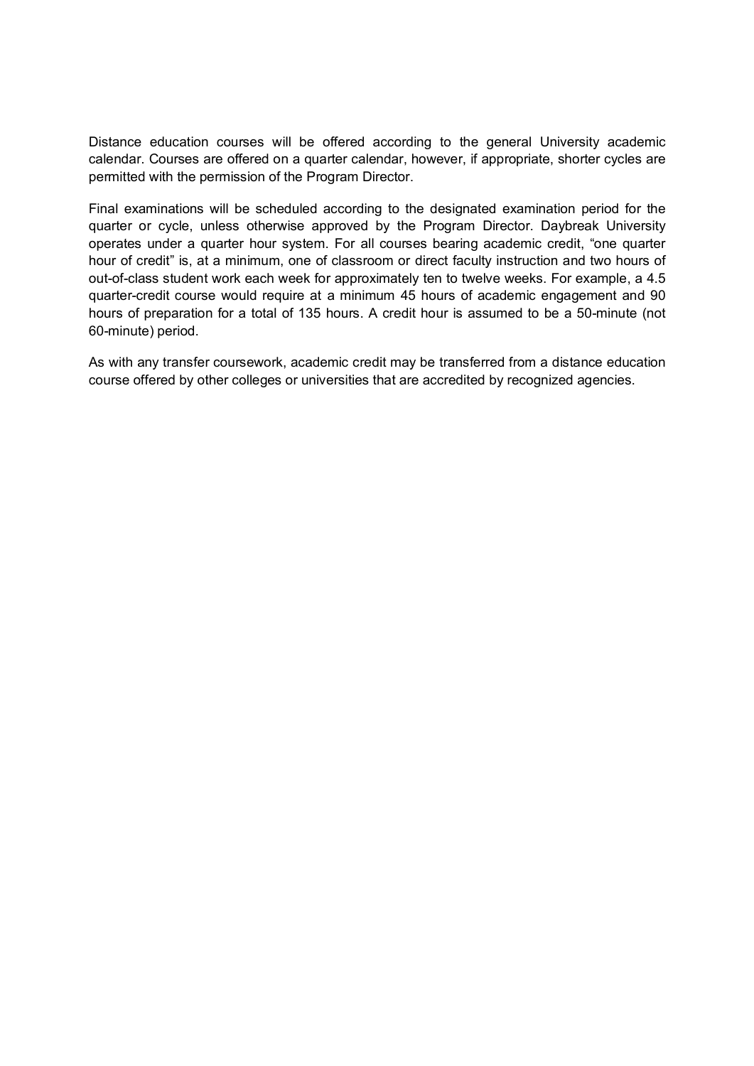Distance education courses will be offered according to the general University academic calendar. Courses are offered on a quarter calendar, however, if appropriate, shorter cycles are permitted with the permission of the Program Director.

Final examinations will be scheduled according to the designated examination period for the quarter or cycle, unless otherwise approved by the Program Director. Daybreak University operates under a quarter hour system. For all courses bearing academic credit, "one quarter hour of credit" is, at a minimum, one of classroom or direct faculty instruction and two hours of out-of-class student work each week for approximately ten to twelve weeks. For example, a 4.5 quarter-credit course would require at a minimum 45 hours of academic engagement and 90 hours of preparation for a total of 135 hours. A credit hour is assumed to be a 50-minute (not 60-minute) period.

As with any transfer coursework, academic credit may be transferred from a distance education course offered by other colleges or universities that are accredited by recognized agencies.